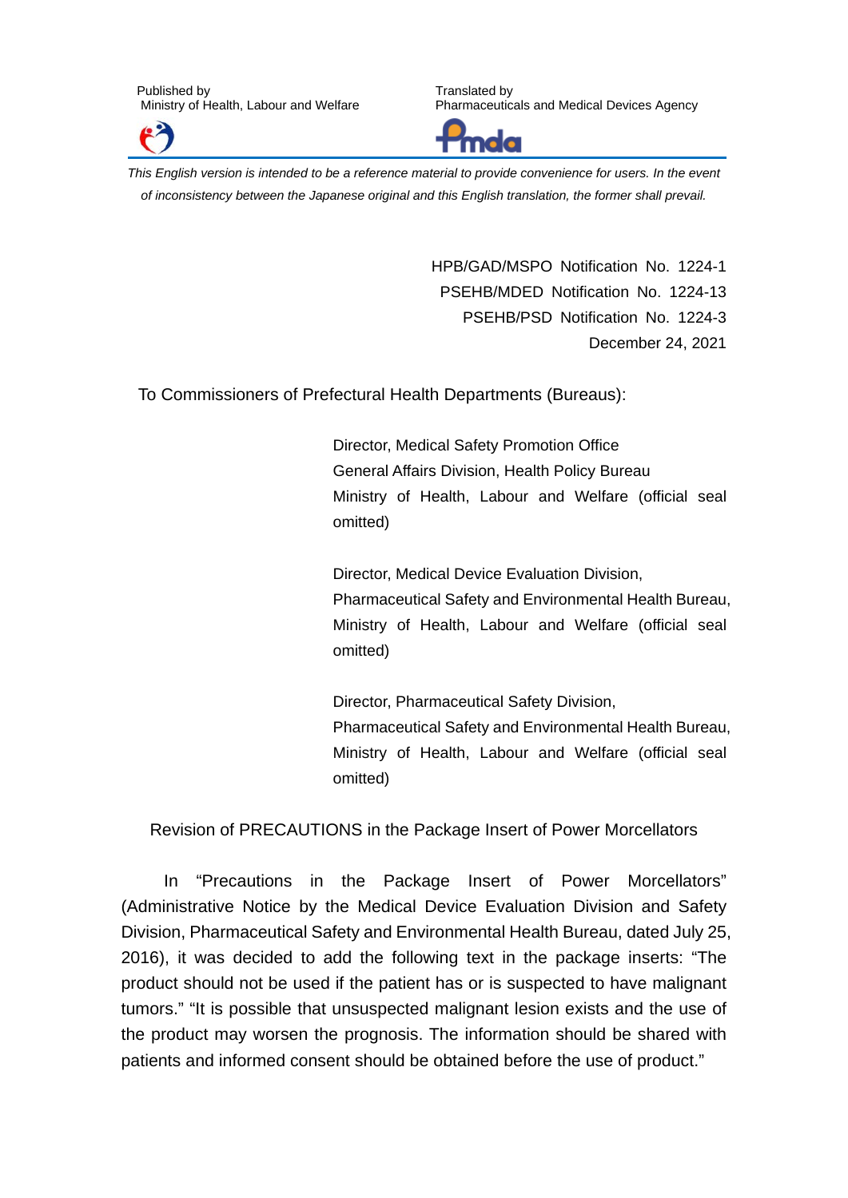Published by
Ministry of Health, Labour and Welfare

Translated by
Pharmaceuticals and Medical Devices Agency

*This English version is intended to be a reference material to provide convenience for users. In the event of inconsistency between the Japanese original and this English translation, the former shall prevail.*

HPB/GAD/MSPO Notification No. 1224-1
PSEHB/MDED Notification No. 1224-13
PSEHB/PSD Notification No. 1224-3
December 24, 2021

To Commissioners of Prefectural Health Departments (Bureaus):

Director, Medical Safety Promotion Office
General Affairs Division, Health Policy Bureau
Ministry of Health, Labour and Welfare (official seal omitted)

Director, Medical Device Evaluation Division,
Pharmaceutical Safety and Environmental Health Bureau,
Ministry of Health, Labour and Welfare (official seal omitted)

Director, Pharmaceutical Safety Division,
Pharmaceutical Safety and Environmental Health Bureau,
Ministry of Health, Labour and Welfare (official seal omitted)

## Revision of PRECAUTIONS in the Package Insert of Power Morcellators

In "Precautions in the Package Insert of Power Morcellators" (Administrative Notice by the Medical Device Evaluation Division and Safety Division, Pharmaceutical Safety and Environmental Health Bureau, dated July 25, 2016), it was decided to add the following text in the package inserts: "The product should not be used if the patient has or is suspected to have malignant tumors." "It is possible that unsuspected malignant lesion exists and the use of the product may worsen the prognosis. The information should be shared with patients and informed consent should be obtained before the use of product."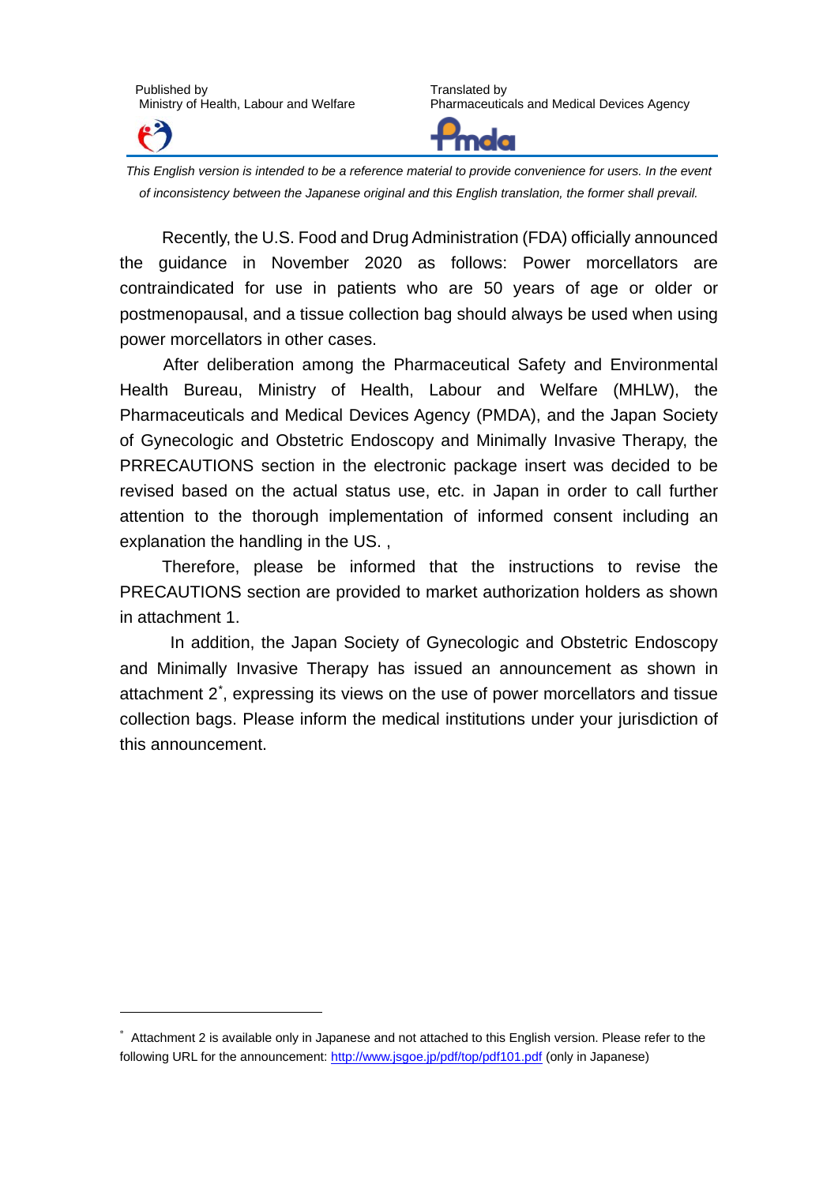Published by
Ministry of Health, Labour and Welfare

Translated by
Pharmaceuticals and Medical Devices Agency

*This English version is intended to be a reference material to provide convenience for users. In the event of inconsistency between the Japanese original and this English translation, the former shall prevail.*

Recently, the U.S. Food and Drug Administration (FDA) officially announced the guidance in November 2020 as follows: Power morcellators are contraindicated for use in patients who are 50 years of age or older or postmenopausal, and a tissue collection bag should always be used when using power morcellators in other cases.

After deliberation among the Pharmaceutical Safety and Environmental Health Bureau, Ministry of Health, Labour and Welfare (MHLW), the Pharmaceuticals and Medical Devices Agency (PMDA), and the Japan Society of Gynecologic and Obstetric Endoscopy and Minimally Invasive Therapy, the PRRECAUTIONS section in the electronic package insert was decided to be revised based on the actual status use, etc. in Japan in order to call further attention to the thorough implementation of informed consent including an explanation the handling in the US. ,

Therefore, please be informed that the instructions to revise the PRECAUTIONS section are provided to market authorization holders as shown in attachment 1.

In addition, the Japan Society of Gynecologic and Obstetric Endoscopy and Minimally Invasive Therapy has issued an announcement as shown in attachment 2*, expressing its views on the use of power morcellators and tissue collection bags. Please inform the medical institutions under your jurisdiction of this announcement.

---

* Attachment 2 is available only in Japanese and not attached to this English version. Please refer to the following URL for the announcement: http://www.jsgoe.jp/pdf/top/pdf101.pdf (only in Japanese)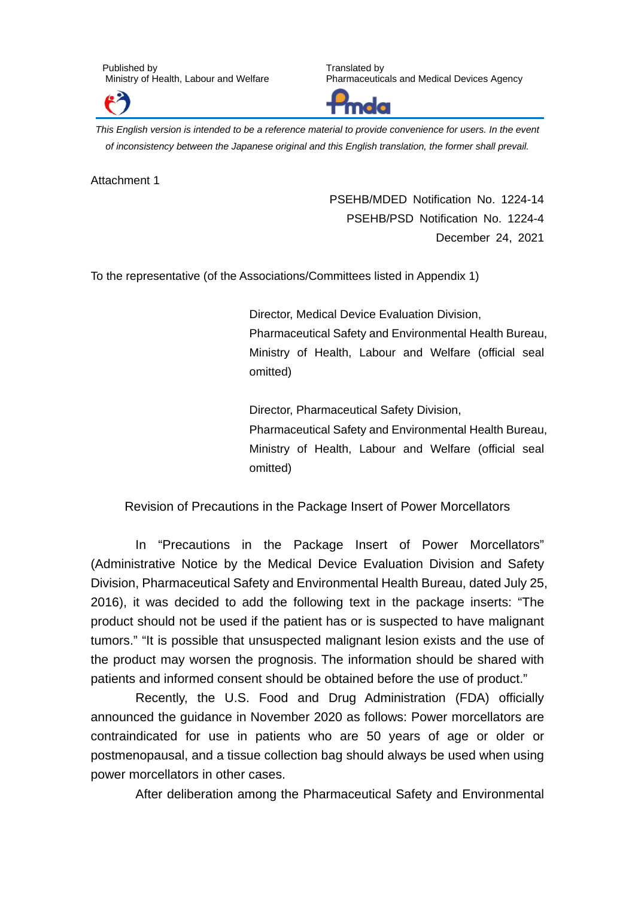Published by
Ministry of Health, Labour and Welfare

Translated by
Pharmaceuticals and Medical Devices Agency

*This English version is intended to be a reference material to provide convenience for users. In the event of inconsistency between the Japanese original and this English translation, the former shall prevail.*

Attachment 1

PSEHB/MDED Notification No. 1224-14
PSEHB/PSD Notification No. 1224-4
December 24, 2021

To the representative (of the Associations/Committees listed in Appendix 1)

Director, Medical Device Evaluation Division,
Pharmaceutical Safety and Environmental Health Bureau,
Ministry of Health, Labour and Welfare (official seal omitted)

Director, Pharmaceutical Safety Division,
Pharmaceutical Safety and Environmental Health Bureau,
Ministry of Health, Labour and Welfare (official seal omitted)

## Revision of Precautions in the Package Insert of Power Morcellators

In "Precautions in the Package Insert of Power Morcellators" (Administrative Notice by the Medical Device Evaluation Division and Safety Division, Pharmaceutical Safety and Environmental Health Bureau, dated July 25, 2016), it was decided to add the following text in the package inserts: "The product should not be used if the patient has or is suspected to have malignant tumors." "It is possible that unsuspected malignant lesion exists and the use of the product may worsen the prognosis. The information should be shared with patients and informed consent should be obtained before the use of product."

Recently, the U.S. Food and Drug Administration (FDA) officially announced the guidance in November 2020 as follows: Power morcellators are contraindicated for use in patients who are 50 years of age or older or postmenopausal, and a tissue collection bag should always be used when using power morcellators in other cases.

After deliberation among the Pharmaceutical Safety and Environmental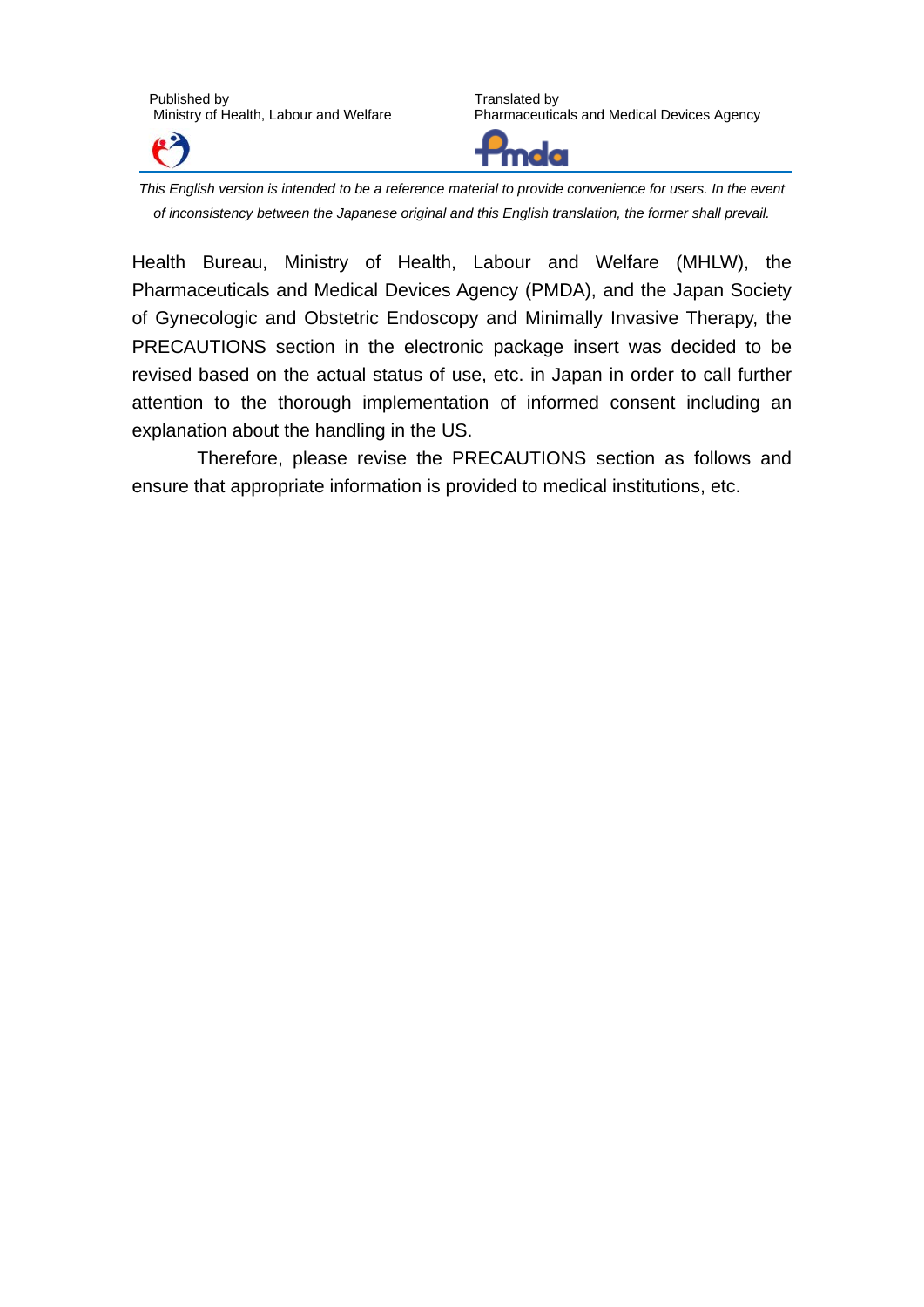Published by
Ministry of Health, Labour and Welfare

Translated by
Pharmaceuticals and Medical Devices Agency

*This English version is intended to be a reference material to provide convenience for users. In the event of inconsistency between the Japanese original and this English translation, the former shall prevail.*

Health Bureau, Ministry of Health, Labour and Welfare (MHLW), the Pharmaceuticals and Medical Devices Agency (PMDA), and the Japan Society of Gynecologic and Obstetric Endoscopy and Minimally Invasive Therapy, the PRECAUTIONS section in the electronic package insert was decided to be revised based on the actual status of use, etc. in Japan in order to call further attention to the thorough implementation of informed consent including an explanation about the handling in the US.

Therefore, please revise the PRECAUTIONS section as follows and ensure that appropriate information is provided to medical institutions, etc.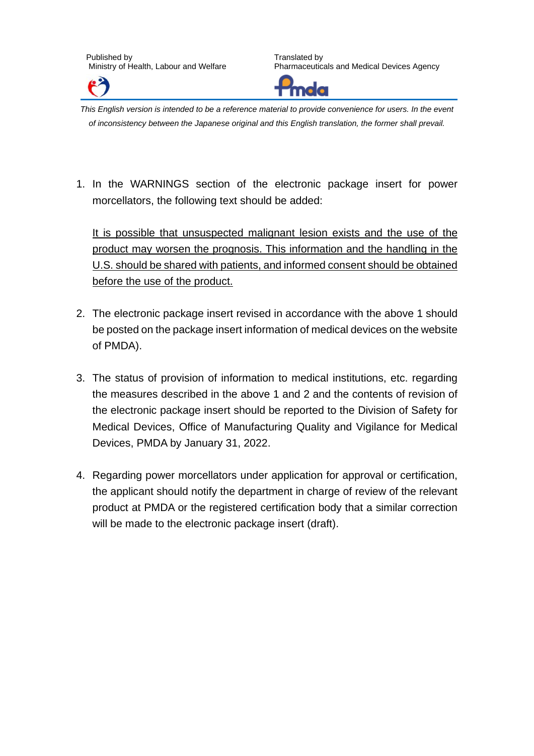1. In the WARNINGS section of the electronic package insert for power morcellators, the following text should be added:

   <u>It is possible that unsuspected malignant lesion exists and the use of the product may worsen the prognosis. This information and the handling in the U.S. should be shared with patients, and informed consent should be obtained before the use of the product.</u>

2. The electronic package insert revised in accordance with the above 1 should be posted on the package insert information of medical devices on the website of PMDA).

3. The status of provision of information to medical institutions, etc. regarding the measures described in the above 1 and 2 and the contents of revision of the electronic package insert should be reported to the Division of Safety for Medical Devices, Office of Manufacturing Quality and Vigilance for Medical Devices, PMDA by January 31, 2022.

4. Regarding power morcellators under application for approval or certification, the applicant should notify the department in charge of review of the relevant product at PMDA or the registered certification body that a similar correction will be made to the electronic package insert (draft).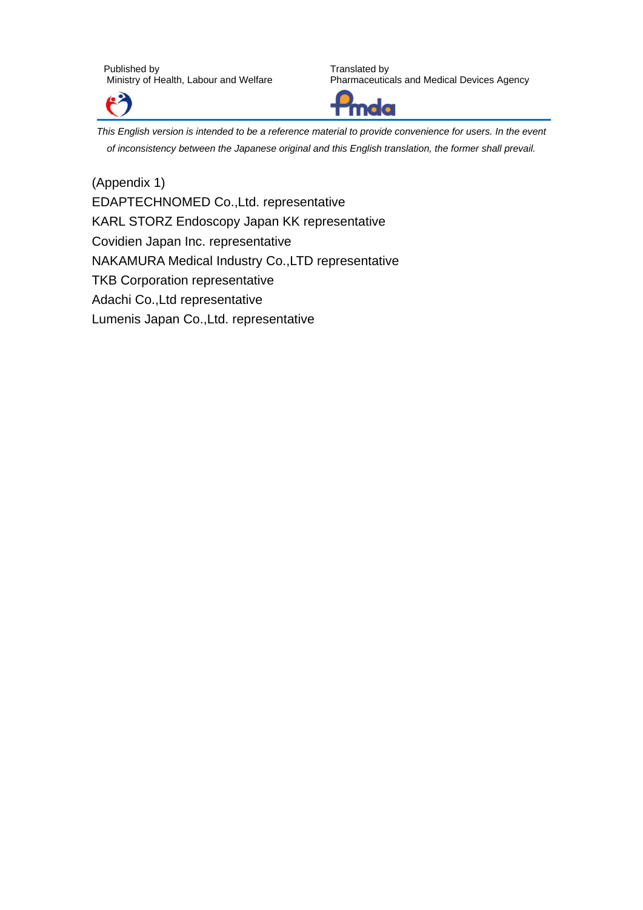(Appendix 1)

EDAPTECHNOMED Co.,Ltd. representative

KARL STORZ Endoscopy Japan KK representative

Covidien Japan Inc. representative

NAKAMURA Medical Industry Co.,LTD representative

TKB Corporation representative

Adachi Co.,Ltd representative

Lumenis Japan Co.,Ltd. representative